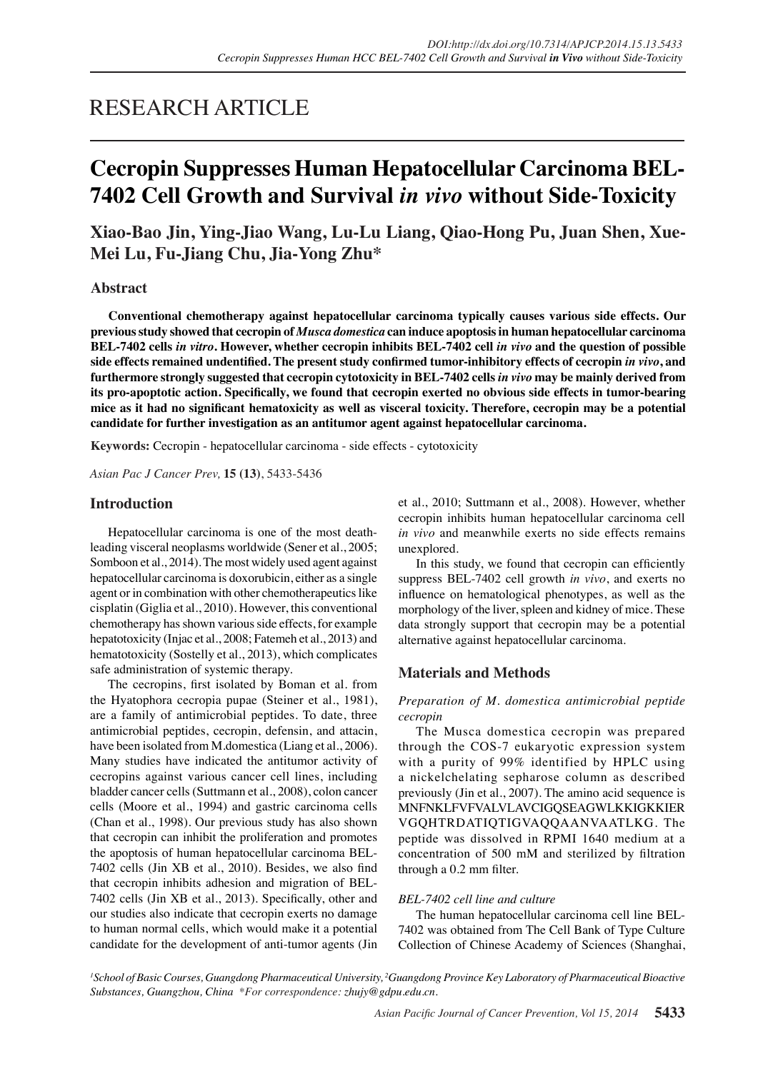# RESEARCH ARTICLE

# Cecropin Suppresses Human Hepatocellular Carcinoma BEL-7402 Cell Growth and Survival *in vivo* without Side-Toxicity

**Xiao-Bao Jin, Ying-Jiao Wang, Lu-Lu Liang, Qiao-Hong Pu, Juan Shen, Xue-Mei Lu, Fu-Jiang Chu, Jia-Yong Zhu***

## Abstract

**Conventional chemotherapy against hepatocellular carcinoma typically causes various side effects. Our previous study showed that cecropin of *Musca domestica* can induce apoptosis in human hepatocellular carcinoma BEL-7402 cells *in vitro*. However, whether cecropin inhibits BEL-7402 cell *in vivo* and the question of possible side effects remained undentified. The present study confirmed tumor-inhibitory effects of cecropin *in vivo*, and furthermore strongly suggested that cecropin cytotoxicity in BEL-7402 cells *in vivo* may be mainly derived from its pro-apoptotic action. Specifically, we found that cecropin exerted no obvious side effects in tumor-bearing mice as it had no significant hematoxicity as well as visceral toxicity. Therefore, cecropin may be a potential candidate for further investigation as an antitumor agent against hepatocellular carcinoma.**

**Keywords:** Cecropin - hepatocellular carcinoma - side effects - cytotoxicity

*Asian Pac J Cancer Prev,* **15 (13)**, 5433-5436

## Introduction

Hepatocellular carcinoma is one of the most death-leading visceral neoplasms worldwide (Sener et al., 2005; Somboon et al., 2014). The most widely used agent against hepatocellular carcinoma is doxorubicin, either as a single agent or in combination with other chemotherapeutics like cisplatin (Giglia et al., 2010). However, this conventional chemotherapy has shown various side effects, for example hepatotoxicity (Injac et al., 2008; Fatemeh et al., 2013) and hematotoxicity (Sostelly et al., 2013), which complicates safe administration of systemic therapy.

The cecropins, first isolated by Boman et al. from the Hyatophora cecropia pupae (Steiner et al., 1981), are a family of antimicrobial peptides. To date, three antimicrobial peptides, cecropin, defensin, and attacin, have been isolated from M.domestica (Liang et al., 2006). Many studies have indicated the antitumor activity of cecropins against various cancer cell lines, including bladder cancer cells (Suttmann et al., 2008), colon cancer cells (Moore et al., 1994) and gastric carcinoma cells (Chan et al., 1998). Our previous study has also shown that cecropin can inhibit the proliferation and promotes the apoptosis of human hepatocellular carcinoma BEL-7402 cells (Jin XB et al., 2010). Besides, we also find that cecropin inhibits adhesion and migration of BEL-7402 cells (Jin XB et al., 2013). Specifically, other and our studies also indicate that cecropin exerts no damage to human normal cells, which would make it a potential candidate for the development of anti-tumor agents (Jin et al., 2010; Suttmann et al., 2008). However, whether cecropin inhibits human hepatocellular carcinoma cell *in vivo* and meanwhile exerts no side effects remains unexplored.

In this study, we found that cecropin can efficiently suppress BEL-7402 cell growth *in vivo*, and exerts no influence on hematological phenotypes, as well as the morphology of the liver, spleen and kidney of mice. These data strongly support that cecropin may be a potential alternative against hepatocellular carcinoma.

## Materials and Methods

### *Preparation of M. domestica antimicrobial peptide cecropin*

The Musca domestica cecropin was prepared through the COS-7 eukaryotic expression system with a purity of 99% identified by HPLC using a nickelchelating sepharose column as described previously (Jin et al., 2007). The amino acid sequence is MNFNKLFVFVALVLAVCIGQSEAGWLKKIGKKIER VGQHTRDATIQTIGVAQQAANVAATLKG. The peptide was dissolved in RPMI 1640 medium at a concentration of 500 mM and sterilized by filtration through a 0.2 mm filter.

### *BEL-7402 cell line and culture*

The human hepatocellular carcinoma cell line BEL-7402 was obtained from The Cell Bank of Type Culture Collection of Chinese Academy of Sciences (Shanghai,

*[1]School of Basic Courses, Guangdong Pharmaceutical University, [2]Guangdong Province Key Laboratory of Pharmaceutical Bioactive Substances, Guangzhou, China \*For correspondence: zhujy@gdpu.edu.cn.*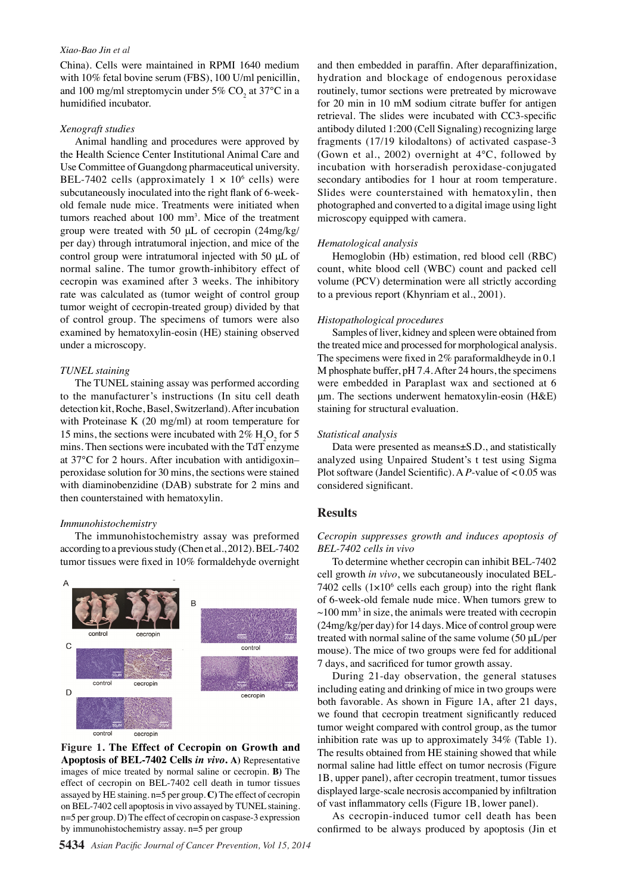China). Cells were maintained in RPMI 1640 medium with 10% fetal bovine serum (FBS), 100 U/ml penicillin, and 100 mg/ml streptomycin under 5% $CO_2$ at 37°C in a humidified incubator.

### *Xenograft studies*

Animal handling and procedures were approved by the Health Science Center Institutional Animal Care and Use Committee of Guangdong pharmaceutical university. BEL-7402 cells (approximately $1 \times 10^6$ cells) were subcutaneously inoculated into the right flank of 6-week-old female nude mice. Treatments were initiated when tumors reached about 100 $mm^3$. Mice of the treatment group were treated with 50 μL of cecropin (24mg/kg/ per day) through intratumoral injection, and mice of the control group were intratumoral injected with 50 μL of normal saline. The tumor growth-inhibitory effect of cecropin was examined after 3 weeks. The inhibitory rate was calculated as (tumor weight of control group tumor weight of cecropin-treated group) divided by that of control group. The specimens of tumors were also examined by hematoxylin-eosin (HE) staining observed under a microscopy.

### *TUNEL staining*

The TUNEL staining assay was performed according to the manufacturer's instructions (In situ cell death detection kit, Roche, Basel, Switzerland). After incubation with Proteinase K (20 mg/ml) at room temperature for 15 mins, the sections were incubated with 2% $H_2O_2$ for 5 mins. Then sections were incubated with the TdT enzyme at 37°C for 2 hours. After incubation with antidigoxin–peroxidase solution for 30 mins, the sections were stained with diaminobenzidine (DAB) substrate for 2 mins and then counterstained with hematoxylin.

### *Immunohistochemistry*

The immunohistochemistry assay was preformed according to a previous study (Chen et al., 2012). BEL-7402 tumor tissues were fixed in 10% formaldehyde overnight and then embedded in paraffin. After deparaffinization, hydration and blockage of endogenous peroxidase routinely, tumor sections were pretreated by microwave for 20 min in 10 mM sodium citrate buffer for antigen retrieval. The slides were incubated with CC3-specific antibody diluted 1:200 (Cell Signaling) recognizing large fragments (17/19 kilodaltons) of activated caspase-3 (Gown et al., 2002) overnight at 4°C, followed by incubation with horseradish peroxidase-conjugated secondary antibodies for 1 hour at room temperature. Slides were counterstained with hematoxylin, then photographed and converted to a digital image using light microscopy equipped with camera.

**Figure 1. The Effect of Cecropin on Growth and Apoptosis of BEL-7402 Cells *in vivo*. A)** Representative images of mice treated by normal saline or cecropin. **B)** The effect of cecropin on BEL-7402 cell death in tumor tissues assayed by HE staining. n=5 per group. **C)** The effect of cecropin on BEL-7402 cell apoptosis in vivo assayed by TUNEL staining. n=5 per group. D) The effect of cecropin on caspase-3 expression by immunohistochemistry assay. n=5 per group

### *Hematological analysis*

Hemoglobin (Hb) estimation, red blood cell (RBC) count, white blood cell (WBC) count and packed cell volume (PCV) determination were all strictly according to a previous report (Khynriam et al., 2001).

### *Histopathological procedures*

Samples of liver, kidney and spleen were obtained from the treated mice and processed for morphological analysis. The specimens were fixed in 2% paraformaldheyde in 0.1 M phosphate buffer, pH 7.4. After 24 hours, the specimens were embedded in Paraplast wax and sectioned at 6 μm. The sections underwent hematoxylin-eosin (H&E) staining for structural evaluation.

### *Statistical analysis*

Data were presented as means±S.D., and statistically analyzed using Unpaired Student's t test using Sigma Plot software (Jandel Scientific). A $P$-value of $< 0.05$ was considered significant.

## Results

### *Cecropin suppresses growth and induces apoptosis of BEL-7402 cells in vivo*

To determine whether cecropin can inhibit BEL-7402 cell growth *in vivo*, we subcutaneously inoculated BEL-7402 cells ($1 \times 10^6$ cells each group) into the right flank of 6-week-old female nude mice. When tumors grew to ~100 $mm^3$ in size, the animals were treated with cecropin (24mg/kg/per day) for 14 days. Mice of control group were treated with normal saline of the same volume (50 μL/per mouse). The mice of two groups were fed for additional 7 days, and sacrificed for tumor growth assay.

During 21-day observation, the general statuses including eating and drinking of mice in two groups were both favorable. As shown in Figure 1A, after 21 days, we found that cecropin treatment significantly reduced tumor weight compared with control group, as the tumor inhibition rate was up to approximately 34% (Table 1). The results obtained from HE staining showed that while normal saline had little effect on tumor necrosis (Figure 1B, upper panel), after cecropin treatment, tumor tissues displayed large-scale necrosis accompanied by infiltration of vast inflammatory cells (Figure 1B, lower panel).

As cecropin-induced tumor cell death has been confirmed to be always produced by apoptosis (Jin et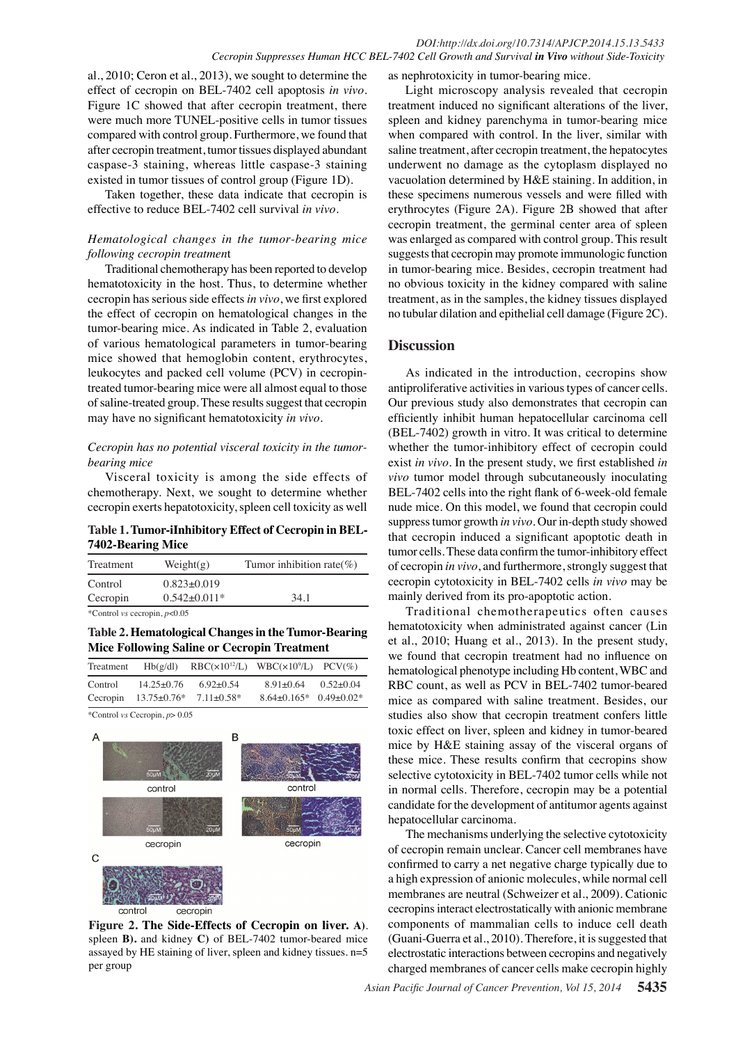al., 2010; Ceron et al., 2013), we sought to determine the effect of cecropin on BEL-7402 cell apoptosis *in vivo*. Figure 1C showed that after cecropin treatment, there were much more TUNEL-positive cells in tumor tissues compared with control group. Furthermore, we found that after cecropin treatment, tumor tissues displayed abundant caspase-3 staining, whereas little caspase-3 staining existed in tumor tissues of control group (Figure 1D).

Taken together, these data indicate that cecropin is effective to reduce BEL-7402 cell survival *in vivo*.

### *Hematological changes in the tumor-bearing mice following cecropin treatment*

Traditional chemotherapy has been reported to develop hematotoxicity in the host. Thus, to determine whether cecropin has serious side effects *in vivo*, we first explored the effect of cecropin on hematological changes in the tumor-bearing mice. As indicated in Table 2, evaluation of various hematological parameters in tumor-bearing mice showed that hemoglobin content, erythrocytes, leukocytes and packed cell volume (PCV) in cecropin-treated tumor-bearing mice were all almost equal to those of saline-treated group. These results suggest that cecropin may have no significant hematotoxicity *in vivo*.

### *Cecropin has no potential visceral toxicity in the tumor-bearing mice*

Visceral toxicity is among the side effects of chemotherapy. Next, we sought to determine whether cecropin exerts hepatotoxicity, spleen cell toxicity as well as nephrotoxicity in tumor-bearing mice.

**Table 1. Tumor-iInhibitory Effect of Cecropin in BEL-7402-Bearing Mice**

| Treatment | Weight(g) | Tumor inhibition rate(%) |
|---|---|---|
| Control | 0.823±0.019 | |
| Cecropin | 0.542±0.011* | 34.1 |

*Control *vs* cecropin, $p<0.05$

**Table 2. Hematological Changes in the Tumor-Bearing Mice Following Saline or Cecropin Treatment**

| Treatment | Hb(g/dl) | RBC($\times10^{12}$/L) | WBC($\times10^{9}$/L) | PCV(%) |
|---|---|---|---|---|
| Control | 14.25±0.76 | 6.92±0.54 | 8.91±0.64 | 0.52±0.04 |
| Cecropin | 13.75±0.76* | 7.11±0.58* | 8.64±0.165* | 0.49±0.02* |

*Control *vs* Cecropin, $p>0.05$

**Figure 2. The Side-Effects of Cecropin on liver. A)**. spleen **B).** and kidney **C)** of BEL-7402 tumor-beared mice assayed by HE staining of liver, spleen and kidney tissues. n=5 per group

Light microscopy analysis revealed that cecropin treatment induced no significant alterations of the liver, spleen and kidney parenchyma in tumor-bearing mice when compared with control. In the liver, similar with saline treatment, after cecropin treatment, the hepatocytes underwent no damage as the cytoplasm displayed no vacuolation determined by H&E staining. In addition, in these specimens numerous vessels and were filled with erythrocytes (Figure 2A). Figure 2B showed that after cecropin treatment, the germinal center area of spleen was enlarged as compared with control group. This result suggests that cecropin may promote immunologic function in tumor-bearing mice. Besides, cecropin treatment had no obvious toxicity in the kidney compared with saline treatment, as in the samples, the kidney tissues displayed no tubular dilation and epithelial cell damage (Figure 2C).

## Discussion

As indicated in the introduction, cecropins show antiproliferative activities in various types of cancer cells. Our previous study also demonstrates that cecropin can efficiently inhibit human hepatocellular carcinoma cell (BEL-7402) growth in vitro. It was critical to determine whether the tumor-inhibitory effect of cecropin could exist *in vivo*. In the present study, we first established *in vivo* tumor model through subcutaneously inoculating BEL-7402 cells into the right flank of 6-week-old female nude mice. On this model, we found that cecropin could suppress tumor growth *in vivo*. Our in-depth study showed that cecropin induced a significant apoptotic death in tumor cells. These data confirm the tumor-inhibitory effect of cecropin *in vivo*, and furthermore, strongly suggest that cecropin cytotoxicity in BEL-7402 cells *in vivo* may be mainly derived from its pro-apoptotic action.

Traditional chemotherapeutics often causes hematotoxicity when administrated against cancer (Lin et al., 2010; Huang et al., 2013). In the present study, we found that cecropin treatment had no influence on hematological phenotype including Hb content, WBC and RBC count, as well as PCV in BEL-7402 tumor-beared mice as compared with saline treatment. Besides, our studies also show that cecropin treatment confers little toxic effect on liver, spleen and kidney in tumor-beared mice by H&E staining assay of the visceral organs of these mice. These results confirm that cecropins show selective cytotoxicity in BEL-7402 tumor cells while not in normal cells. Therefore, cecropin may be a potential candidate for the development of antitumor agents against hepatocellular carcinoma.

The mechanisms underlying the selective cytotoxicity of cecropin remain unclear. Cancer cell membranes have confirmed to carry a net negative charge typically due to a high expression of anionic molecules, while normal cell membranes are neutral (Schweizer et al., 2009). Cationic cecropins interact electrostatically with anionic membrane components of mammalian cells to induce cell death (Guani-Guerra et al., 2010). Therefore, it is suggested that electrostatic interactions between cecropins and negatively charged membranes of cancer cells make cecropin highly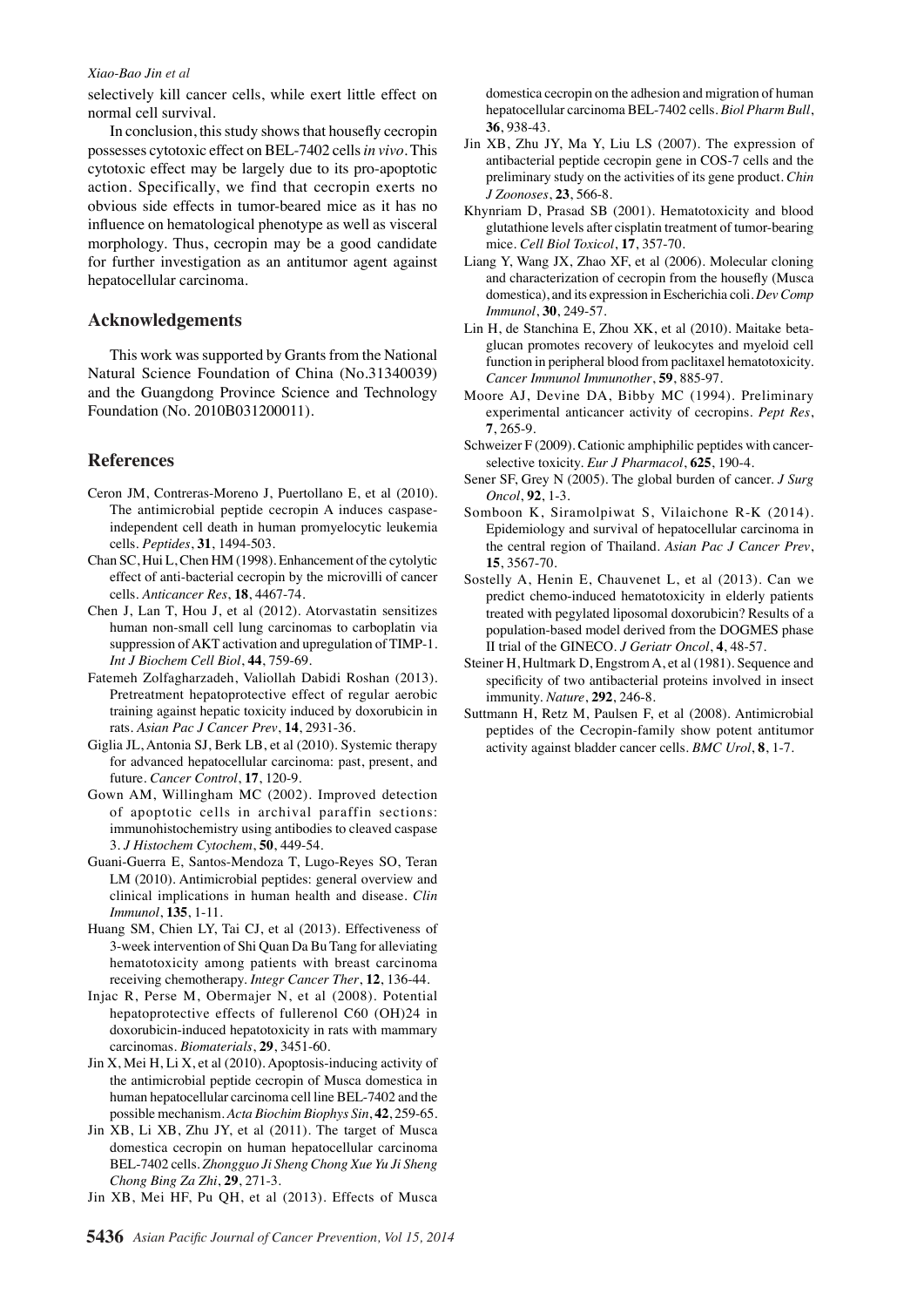selectively kill cancer cells, while exert little effect on normal cell survival.

In conclusion, this study shows that housefly cecropin possesses cytotoxic effect on BEL-7402 cells *in vivo*. This cytotoxic effect may be largely due to its pro-apoptotic action. Specifically, we find that cecropin exerts no obvious side effects in tumor-beared mice as it has no influence on hematological phenotype as well as visceral morphology. Thus, cecropin may be a good candidate for further investigation as an antitumor agent against hepatocellular carcinoma.

## Acknowledgements

This work was supported by Grants from the National Natural Science Foundation of China (No.31340039) and the Guangdong Province Science and Technology Foundation (No. 2010B031200011).

## References

Ceron JM, Contreras-Moreno J, Puertollano E, et al (2010). The antimicrobial peptide cecropin A induces caspase-independent cell death in human promyelocytic leukemia cells. *Peptides*, **31**, 1494-503.

Chan SC, Hui L, Chen HM (1998). Enhancement of the cytolytic effect of anti-bacterial cecropin by the microvilli of cancer cells. *Anticancer Res*, **18**, 4467-74.

Chen J, Lan T, Hou J, et al (2012). Atorvastatin sensitizes human non-small cell lung carcinomas to carboplatin via suppression of AKT activation and upregulation of TIMP-1. *Int J Biochem Cell Biol*, **44**, 759-69.

Fatemeh Zolfagharzadeh, Valiollah Dabidi Roshan (2013). Pretreatment hepatoprotective effect of regular aerobic training against hepatic toxicity induced by doxorubicin in rats. *Asian Pac J Cancer Prev*, **14**, 2931-36.

Giglia JL, Antonia SJ, Berk LB, et al (2010). Systemic therapy for advanced hepatocellular carcinoma: past, present, and future. *Cancer Control*, **17**, 120-9.

Gown AM, Willingham MC (2002). Improved detection of apoptotic cells in archival paraffin sections: immunohistochemistry using antibodies to cleaved caspase 3. *J Histochem Cytochem*, **50**, 449-54.

Guani-Guerra E, Santos-Mendoza T, Lugo-Reyes SO, Teran LM (2010). Antimicrobial peptides: general overview and clinical implications in human health and disease. *Clin Immunol*, **135**, 1-11.

Huang SM, Chien LY, Tai CJ, et al (2013). Effectiveness of 3-week intervention of Shi Quan Da Bu Tang for alleviating hematotoxicity among patients with breast carcinoma receiving chemotherapy. *Integr Cancer Ther*, **12**, 136-44.

Injac R, Perse M, Obermajer N, et al (2008). Potential hepatoprotective effects of fullerenol C60 (OH)24 in doxorubicin-induced hepatotoxicity in rats with mammary carcinomas. *Biomaterials*, **29**, 3451-60.

Jin X, Mei H, Li X, et al (2010). Apoptosis-inducing activity of the antimicrobial peptide cecropin of Musca domestica in human hepatocellular carcinoma cell line BEL-7402 and the possible mechanism. *Acta Biochim Biophys Sin*, **42**, 259-65.

Jin XB, Li XB, Zhu JY, et al (2011). The target of Musca domestica cecropin on human hepatocellular carcinoma BEL-7402 cells. *Zhongguo Ji Sheng Chong Xue Yu Ji Sheng Chong Bing Za Zhi*, **29**, 271-3.

Jin XB, Mei HF, Pu QH, et al (2013). Effects of Musca domestica cecropin on the adhesion and migration of human hepatocellular carcinoma BEL-7402 cells. *Biol Pharm Bull*, **36**, 938-43.

Jin XB, Zhu JY, Ma Y, Liu LS (2007). The expression of antibacterial peptide cecropin gene in COS-7 cells and the preliminary study on the activities of its gene product. *Chin J Zoonoses*, **23**, 566-8.

Khynriam D, Prasad SB (2001). Hematotoxicity and blood glutathione levels after cisplatin treatment of tumor-bearing mice. *Cell Biol Toxicol*, **17**, 357-70.

Liang Y, Wang JX, Zhao XF, et al (2006). Molecular cloning and characterization of cecropin from the housefly (Musca domestica), and its expression in Escherichia coli. *Dev Comp Immunol*, **30**, 249-57.

Lin H, de Stanchina E, Zhou XK, et al (2010). Maitake beta-glucan promotes recovery of leukocytes and myeloid cell function in peripheral blood from paclitaxel hematotoxicity. *Cancer Immunol Immunother*, **59**, 885-97.

Moore AJ, Devine DA, Bibby MC (1994). Preliminary experimental anticancer activity of cecropins. *Pept Res*, **7**, 265-9.

Schweizer F (2009). Cationic amphiphilic peptides with cancer-selective toxicity. *Eur J Pharmacol*, **625**, 190-4.

Sener SF, Grey N (2005). The global burden of cancer. *J Surg Oncol*, **92**, 1-3.

Somboon K, Siramolpiwat S, Vilaichone R-K (2014). Epidemiology and survival of hepatocellular carcinoma in the central region of Thailand. *Asian Pac J Cancer Prev*, **15**, 3567-70.

Sostelly A, Henin E, Chauvenet L, et al (2013). Can we predict chemo-induced hematotoxicity in elderly patients treated with pegylated liposomal doxorubicin? Results of a population-based model derived from the DOGMES phase II trial of the GINECO. *J Geriatr Oncol*, **4**, 48-57.

Steiner H, Hultmark D, Engstrom A, et al (1981). Sequence and specificity of two antibacterial proteins involved in insect immunity. *Nature*, **292**, 246-8.

Suttmann H, Retz M, Paulsen F, et al (2008). Antimicrobial peptides of the Cecropin-family show potent antitumor activity against bladder cancer cells. *BMC Urol*, **8**, 1-7.